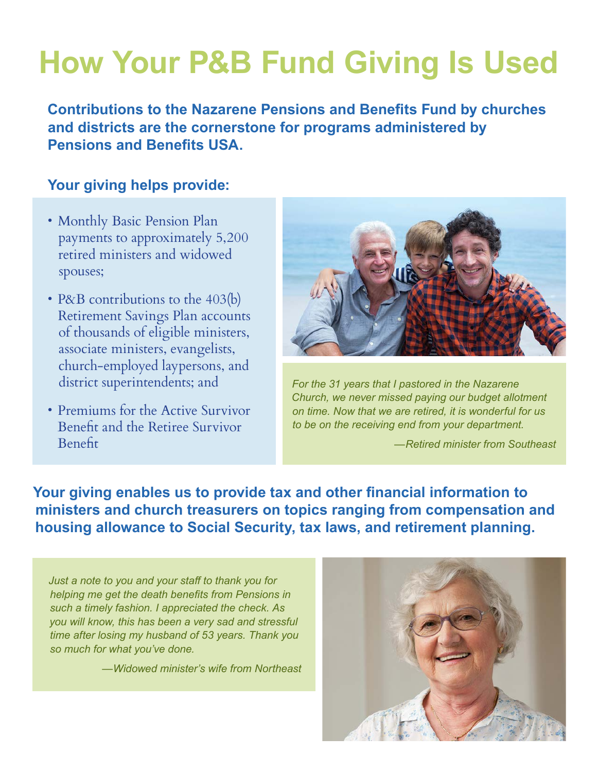# How Your P&B Fund Giving Is Used

**Contributions to the Nazarene Pensions and Benefits Fund by churches and districts are the cornerstone for programs administered by Pensions and Benefits USA.**

### Your giving helps provide:

- Monthly Basic Pension Plan payments to approximately 5,200 retired ministers and widowed spouses;
- P&B contributions to the 403(b) Retirement Savings Plan accounts of thousands of eligible ministers, associate ministers, evangelists, church-employed laypersons, and district superintendents; and
- Premiums for the Active Survivor Benefit and the Retiree Survivor Benefit

*For the 31 years that I pastored in the Nazarene Church, we never missed paying our budget allotment on time. Now that we are retired, it is wonderful for us to be on the receiving end from your department.*

*—Retired minister from Southeast*

**Your giving enables us to provide tax and other financial information to ministers and church treasurers on topics ranging from compensation and housing allowance to Social Security, tax laws, and retirement planning.**

*Just a note to you and your staff to thank you for helping me get the death benefits from Pensions in such a timely fashion. I appreciated the check. As you will know, this has been a very sad and stressful time after losing my husband of 53 years. Thank you so much for what you've done.*

*—Widowed minister's wife from Northeast*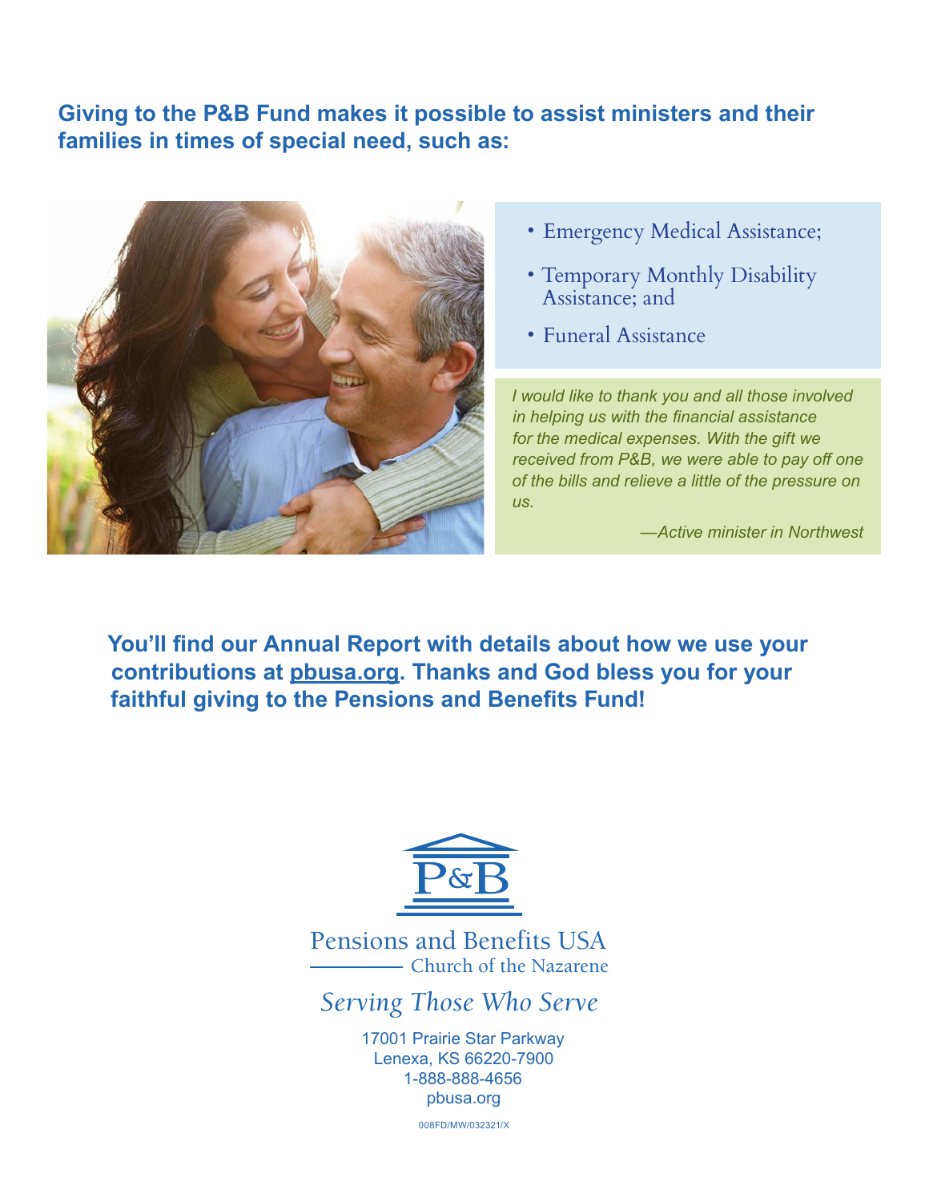**Giving to the P&B Fund makes it possible to assist ministers and their families in times of special need, such as:**

- Emergency Medical Assistance;
- Temporary Monthly Disability Assistance; and
- Funeral Assistance

*I would like to thank you and all those involved in helping us with the financial assistance for the medical expenses. With the gift we received from P&B, we were able to pay off one of the bills and relieve a little of the pressure on us.*

*—Active minister in Northwest*

**You'll find our Annual Report with details about how we use your contributions at pbusa.org. Thanks and God bless you for your faithful giving to the Pensions and Benefits Fund!**

P&B

Pensions and Benefits USA
Church of the Nazarene

*Serving Those Who Serve*

17001 Prairie Star Parkway
Lenexa, KS 66220-7900
1-888-888-4656
pbusa.org

008FD/MW/032321/X